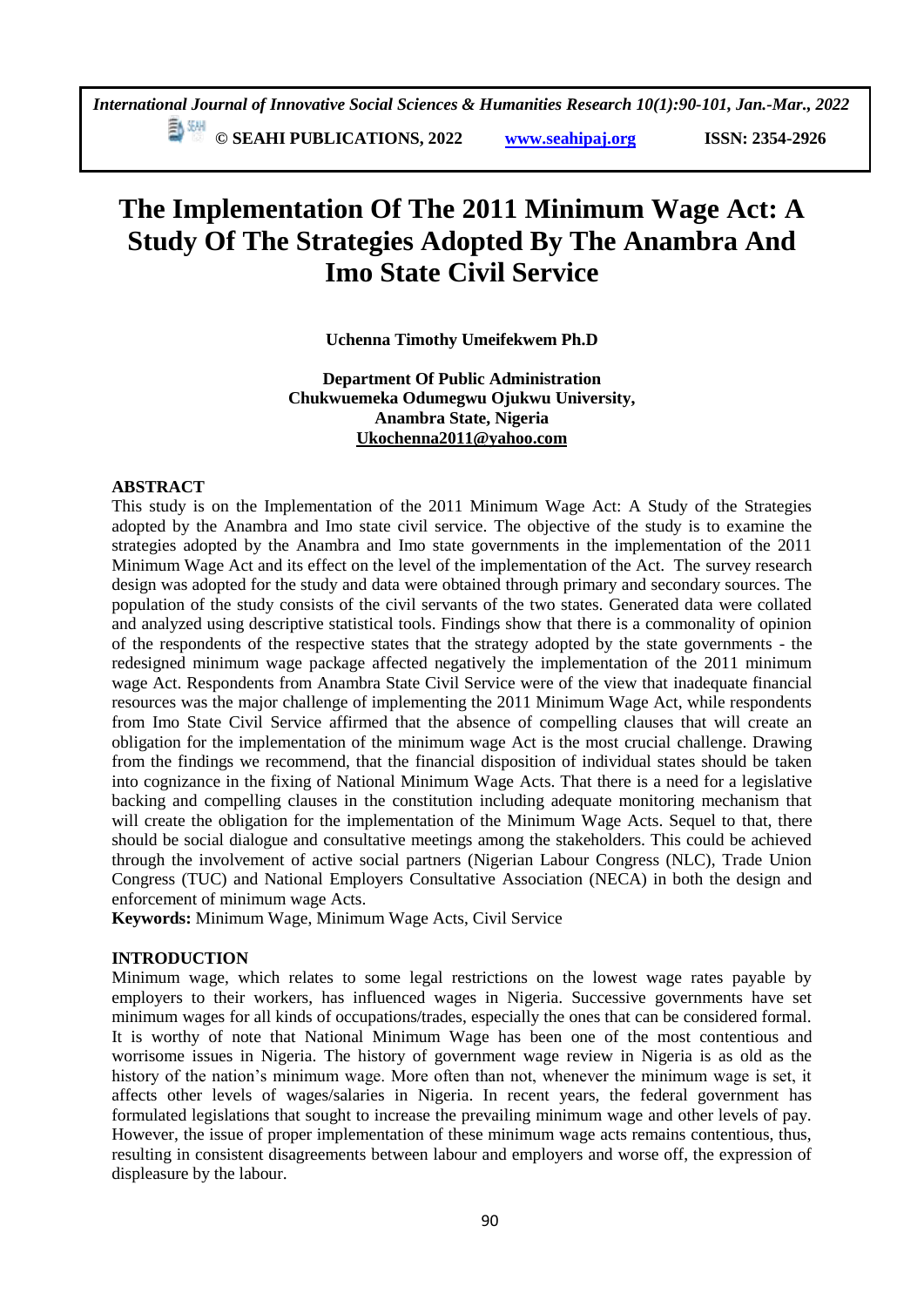# The Implementation Of The 2011 Minimum Wage Act: A Study Of The Strategies Adopted By The Anambra And Imo State Civil Service

**Uchenna Timothy Umeifekwem Ph.D**

**Department Of Public Administration**
**Chukwuemeka Odumegwu Ojukwu University,**
**Anambra State, Nigeria**
**Ukochenna2011@yahoo.com**

## ABSTRACT

This study is on the Implementation of the 2011 Minimum Wage Act: A Study of the Strategies adopted by the Anambra and Imo state civil service. The objective of the study is to examine the strategies adopted by the Anambra and Imo state governments in the implementation of the 2011 Minimum Wage Act and its effect on the level of the implementation of the Act. The survey research design was adopted for the study and data were obtained through primary and secondary sources. The population of the study consists of the civil servants of the two states. Generated data were collated and analyzed using descriptive statistical tools. Findings show that there is a commonality of opinion of the respondents of the respective states that the strategy adopted by the state governments - the redesigned minimum wage package affected negatively the implementation of the 2011 minimum wage Act. Respondents from Anambra State Civil Service were of the view that inadequate financial resources was the major challenge of implementing the 2011 Minimum Wage Act, while respondents from Imo State Civil Service affirmed that the absence of compelling clauses that will create an obligation for the implementation of the minimum wage Act is the most crucial challenge. Drawing from the findings we recommend, that the financial disposition of individual states should be taken into cognizance in the fixing of National Minimum Wage Acts. That there is a need for a legislative backing and compelling clauses in the constitution including adequate monitoring mechanism that will create the obligation for the implementation of the Minimum Wage Acts. Sequel to that, there should be social dialogue and consultative meetings among the stakeholders. This could be achieved through the involvement of active social partners (Nigerian Labour Congress (NLC), Trade Union Congress (TUC) and National Employers Consultative Association (NECA) in both the design and enforcement of minimum wage Acts.

**Keywords:** Minimum Wage, Minimum Wage Acts, Civil Service

## INTRODUCTION

Minimum wage, which relates to some legal restrictions on the lowest wage rates payable by employers to their workers, has influenced wages in Nigeria. Successive governments have set minimum wages for all kinds of occupations/trades, especially the ones that can be considered formal. It is worthy of note that National Minimum Wage has been one of the most contentious and worrisome issues in Nigeria. The history of government wage review in Nigeria is as old as the history of the nation's minimum wage. More often than not, whenever the minimum wage is set, it affects other levels of wages/salaries in Nigeria. In recent years, the federal government has formulated legislations that sought to increase the prevailing minimum wage and other levels of pay. However, the issue of proper implementation of these minimum wage acts remains contentious, thus, resulting in consistent disagreements between labour and employers and worse off, the expression of displeasure by the labour.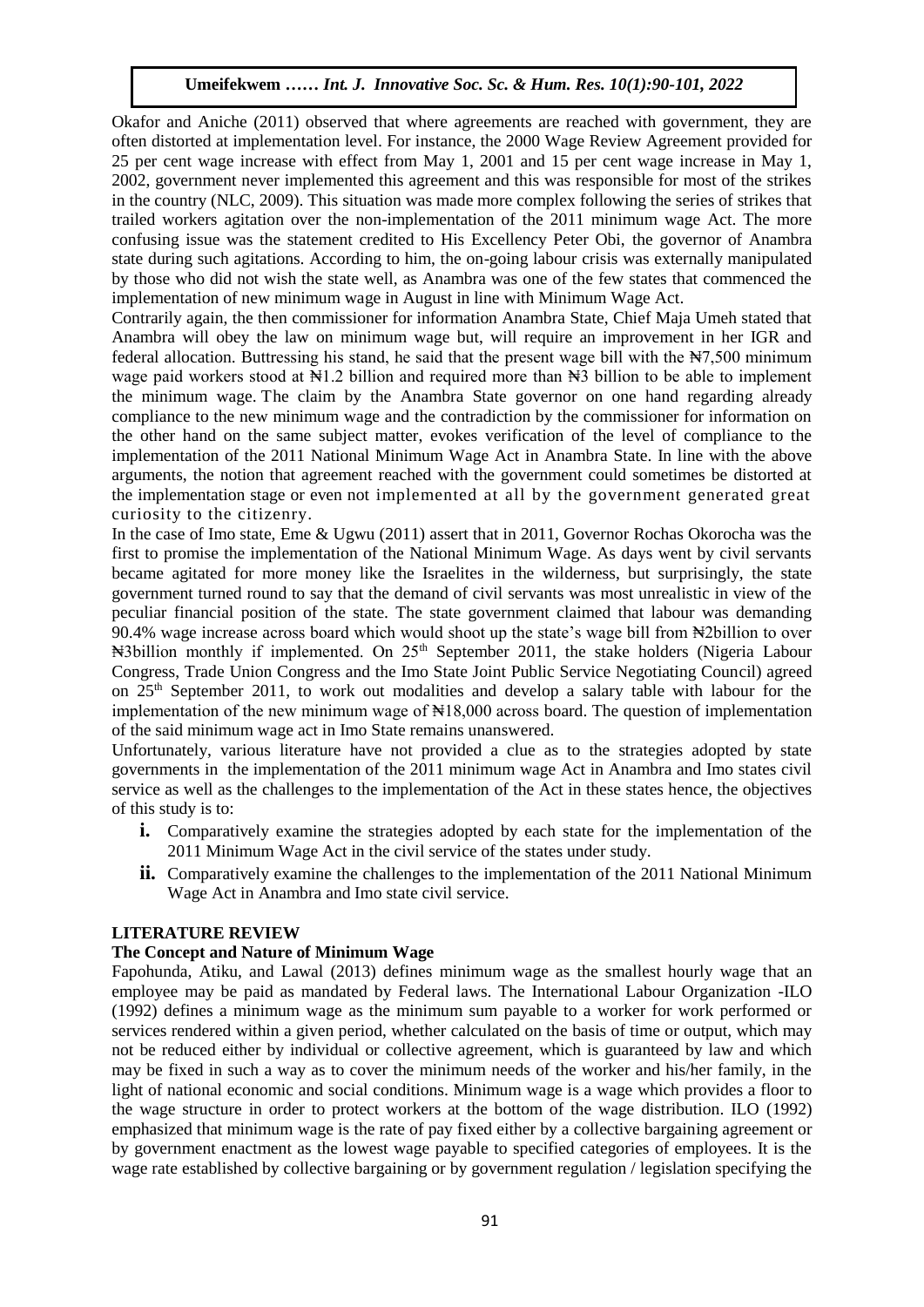Okafor and Aniche (2011) observed that where agreements are reached with government, they are often distorted at implementation level. For instance, the 2000 Wage Review Agreement provided for 25 per cent wage increase with effect from May 1, 2001 and 15 per cent wage increase in May 1, 2002, government never implemented this agreement and this was responsible for most of the strikes in the country (NLC, 2009). This situation was made more complex following the series of strikes that trailed workers agitation over the non-implementation of the 2011 minimum wage Act. The more confusing issue was the statement credited to His Excellency Peter Obi, the governor of Anambra state during such agitations. According to him, the on-going labour crisis was externally manipulated by those who did not wish the state well, as Anambra was one of the few states that commenced the implementation of new minimum wage in August in line with Minimum Wage Act.

Contrarily again, the then commissioner for information Anambra State, Chief Maja Umeh stated that Anambra will obey the law on minimum wage but, will require an improvement in her IGR and federal allocation. Buttressing his stand, he said that the present wage bill with the ₦7,500 minimum wage paid workers stood at ₦1.2 billion and required more than ₦3 billion to be able to implement the minimum wage. The claim by the Anambra State governor on one hand regarding already compliance to the new minimum wage and the contradiction by the commissioner for information on the other hand on the same subject matter, evokes verification of the level of compliance to the implementation of the 2011 National Minimum Wage Act in Anambra State. In line with the above arguments, the notion that agreement reached with the government could sometimes be distorted at the implementation stage or even not implemented at all by the government generated great curiosity to the citizenry.

In the case of Imo state, Eme & Ugwu (2011) assert that in 2011, Governor Rochas Okorocha was the first to promise the implementation of the National Minimum Wage. As days went by civil servants became agitated for more money like the Israelites in the wilderness, but surprisingly, the state government turned round to say that the demand of civil servants was most unrealistic in view of the peculiar financial position of the state. The state government claimed that labour was demanding 90.4% wage increase across board which would shoot up the state's wage bill from ₦2billion to over ₦3billion monthly if implemented. On 25th September 2011, the stake holders (Nigeria Labour Congress, Trade Union Congress and the Imo State Joint Public Service Negotiating Council) agreed on 25th September 2011, to work out modalities and develop a salary table with labour for the implementation of the new minimum wage of ₦18,000 across board. The question of implementation of the said minimum wage act in Imo State remains unanswered.

Unfortunately, various literature have not provided a clue as to the strategies adopted by state governments in the implementation of the 2011 minimum wage Act in Anambra and Imo states civil service as well as the challenges to the implementation of the Act in these states hence, the objectives of this study is to:

- **i.** Comparatively examine the strategies adopted by each state for the implementation of the 2011 Minimum Wage Act in the civil service of the states under study.
- **ii.** Comparatively examine the challenges to the implementation of the 2011 National Minimum Wage Act in Anambra and Imo state civil service.

## LITERATURE REVIEW

### The Concept and Nature of Minimum Wage

Fapohunda, Atiku, and Lawal (2013) defines minimum wage as the smallest hourly wage that an employee may be paid as mandated by Federal laws. The International Labour Organization -ILO (1992) defines a minimum wage as the minimum sum payable to a worker for work performed or services rendered within a given period, whether calculated on the basis of time or output, which may not be reduced either by individual or collective agreement, which is guaranteed by law and which may be fixed in such a way as to cover the minimum needs of the worker and his/her family, in the light of national economic and social conditions. Minimum wage is a wage which provides a floor to the wage structure in order to protect workers at the bottom of the wage distribution. ILO (1992) emphasized that minimum wage is the rate of pay fixed either by a collective bargaining agreement or by government enactment as the lowest wage payable to specified categories of employees. It is the wage rate established by collective bargaining or by government regulation / legislation specifying the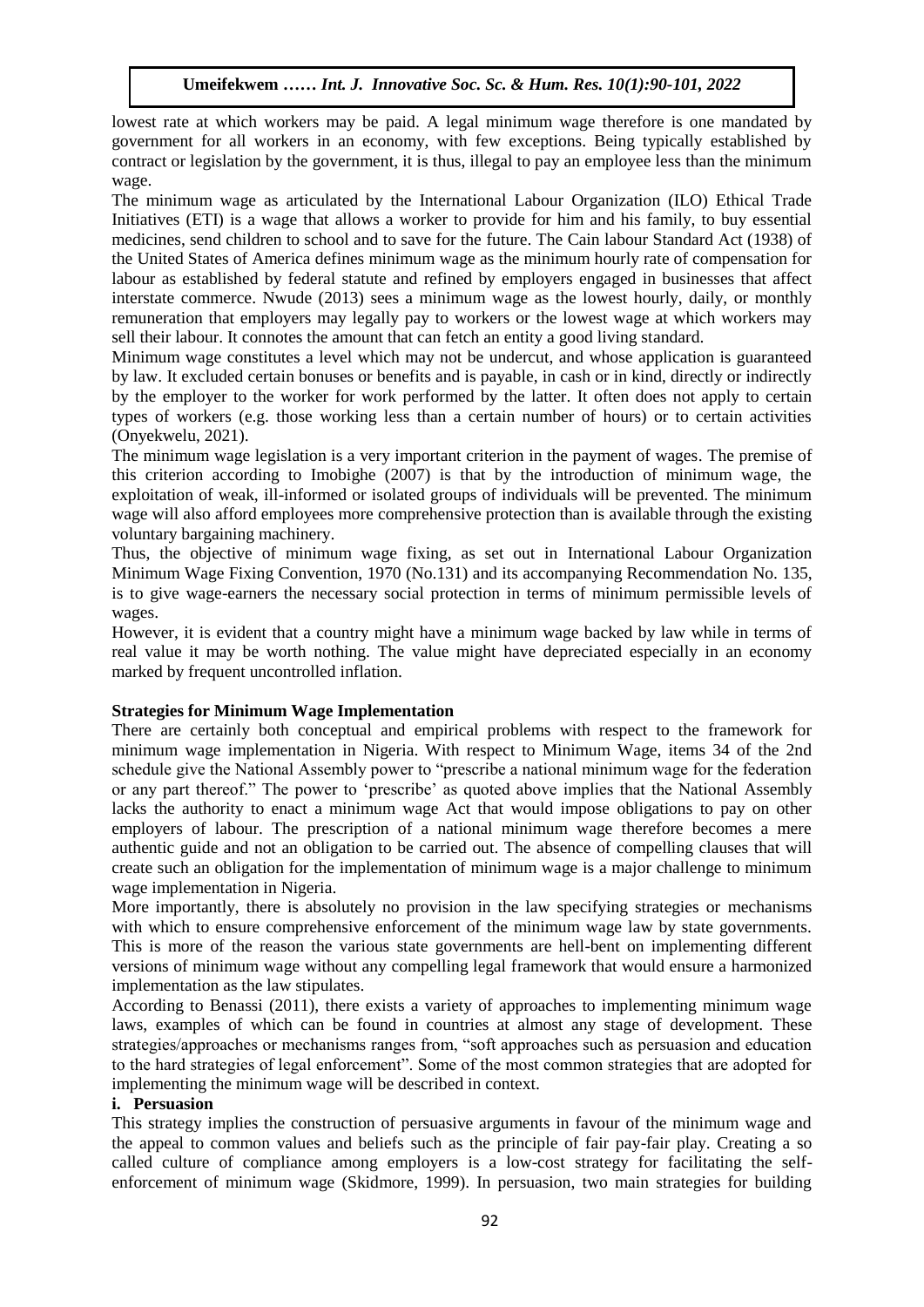lowest rate at which workers may be paid. A legal minimum wage therefore is one mandated by government for all workers in an economy, with few exceptions. Being typically established by contract or legislation by the government, it is thus, illegal to pay an employee less than the minimum wage.

The minimum wage as articulated by the International Labour Organization (ILO) Ethical Trade Initiatives (ETI) is a wage that allows a worker to provide for him and his family, to buy essential medicines, send children to school and to save for the future. The Cain labour Standard Act (1938) of the United States of America defines minimum wage as the minimum hourly rate of compensation for labour as established by federal statute and refined by employers engaged in businesses that affect interstate commerce. Nwude (2013) sees a minimum wage as the lowest hourly, daily, or monthly remuneration that employers may legally pay to workers or the lowest wage at which workers may sell their labour. It connotes the amount that can fetch an entity a good living standard.

Minimum wage constitutes a level which may not be undercut, and whose application is guaranteed by law. It excluded certain bonuses or benefits and is payable, in cash or in kind, directly or indirectly by the employer to the worker for work performed by the latter. It often does not apply to certain types of workers (e.g. those working less than a certain number of hours) or to certain activities (Onyekwelu, 2021).

The minimum wage legislation is a very important criterion in the payment of wages. The premise of this criterion according to Imobighe (2007) is that by the introduction of minimum wage, the exploitation of weak, ill-informed or isolated groups of individuals will be prevented. The minimum wage will also afford employees more comprehensive protection than is available through the existing voluntary bargaining machinery.

Thus, the objective of minimum wage fixing, as set out in International Labour Organization Minimum Wage Fixing Convention, 1970 (No.131) and its accompanying Recommendation No. 135, is to give wage-earners the necessary social protection in terms of minimum permissible levels of wages.

However, it is evident that a country might have a minimum wage backed by law while in terms of real value it may be worth nothing. The value might have depreciated especially in an economy marked by frequent uncontrolled inflation.

**Strategies for Minimum Wage Implementation**

There are certainly both conceptual and empirical problems with respect to the framework for minimum wage implementation in Nigeria. With respect to Minimum Wage, items 34 of the 2nd schedule give the National Assembly power to "prescribe a national minimum wage for the federation or any part thereof." The power to 'prescribe' as quoted above implies that the National Assembly lacks the authority to enact a minimum wage Act that would impose obligations to pay on other employers of labour. The prescription of a national minimum wage therefore becomes a mere authentic guide and not an obligation to be carried out. The absence of compelling clauses that will create such an obligation for the implementation of minimum wage is a major challenge to minimum wage implementation in Nigeria.

More importantly, there is absolutely no provision in the law specifying strategies or mechanisms with which to ensure comprehensive enforcement of the minimum wage law by state governments. This is more of the reason the various state governments are hell-bent on implementing different versions of minimum wage without any compelling legal framework that would ensure a harmonized implementation as the law stipulates.

According to Benassi (2011), there exists a variety of approaches to implementing minimum wage laws, examples of which can be found in countries at almost any stage of development. These strategies/approaches or mechanisms ranges from, "soft approaches such as persuasion and education to the hard strategies of legal enforcement". Some of the most common strategies that are adopted for implementing the minimum wage will be described in context.

**i. Persuasion**

This strategy implies the construction of persuasive arguments in favour of the minimum wage and the appeal to common values and beliefs such as the principle of fair pay-fair play. Creating a so called culture of compliance among employers is a low-cost strategy for facilitating the self-enforcement of minimum wage (Skidmore, 1999). In persuasion, two main strategies for building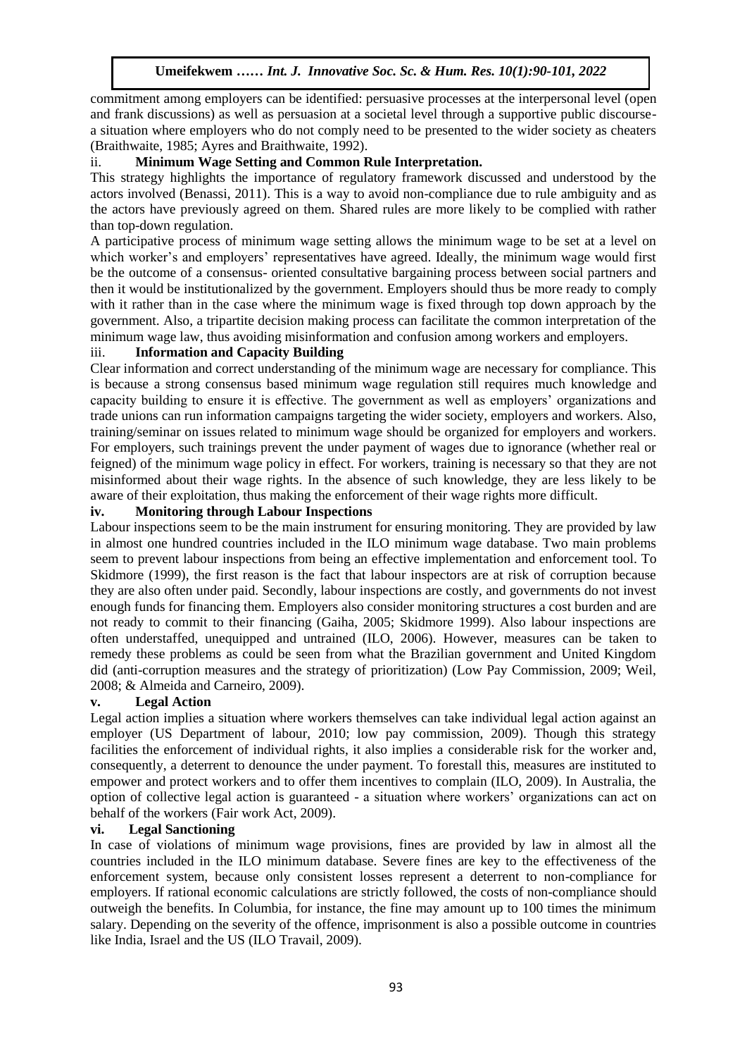commitment among employers can be identified: persuasive processes at the interpersonal level (open and frank discussions) as well as persuasion at a societal level through a supportive public discourse-a situation where employers who do not comply need to be presented to the wider society as cheaters (Braithwaite, 1985; Ayres and Braithwaite, 1992).

### ii. Minimum Wage Setting and Common Rule Interpretation.

This strategy highlights the importance of regulatory framework discussed and understood by the actors involved (Benassi, 2011). This is a way to avoid non-compliance due to rule ambiguity and as the actors have previously agreed on them. Shared rules are more likely to be complied with rather than top-down regulation.

A participative process of minimum wage setting allows the minimum wage to be set at a level on which worker's and employers' representatives have agreed. Ideally, the minimum wage would first be the outcome of a consensus- oriented consultative bargaining process between social partners and then it would be institutionalized by the government. Employers should thus be more ready to comply with it rather than in the case where the minimum wage is fixed through top down approach by the government. Also, a tripartite decision making process can facilitate the common interpretation of the minimum wage law, thus avoiding misinformation and confusion among workers and employers.

### iii. Information and Capacity Building

Clear information and correct understanding of the minimum wage are necessary for compliance. This is because a strong consensus based minimum wage regulation still requires much knowledge and capacity building to ensure it is effective. The government as well as employers' organizations and trade unions can run information campaigns targeting the wider society, employers and workers. Also, training/seminar on issues related to minimum wage should be organized for employers and workers. For employers, such trainings prevent the under payment of wages due to ignorance (whether real or feigned) of the minimum wage policy in effect. For workers, training is necessary so that they are not misinformed about their wage rights. In the absence of such knowledge, they are less likely to be aware of their exploitation, thus making the enforcement of their wage rights more difficult.

### iv. Monitoring through Labour Inspections

Labour inspections seem to be the main instrument for ensuring monitoring. They are provided by law in almost one hundred countries included in the ILO minimum wage database. Two main problems seem to prevent labour inspections from being an effective implementation and enforcement tool. To Skidmore (1999), the first reason is the fact that labour inspectors are at risk of corruption because they are also often under paid. Secondly, labour inspections are costly, and governments do not invest enough funds for financing them. Employers also consider monitoring structures a cost burden and are not ready to commit to their financing (Gaiha, 2005; Skidmore 1999). Also labour inspections are often understaffed, unequipped and untrained (ILO, 2006). However, measures can be taken to remedy these problems as could be seen from what the Brazilian government and United Kingdom did (anti-corruption measures and the strategy of prioritization) (Low Pay Commission, 2009; Weil, 2008; & Almeida and Carneiro, 2009).

### v. Legal Action

Legal action implies a situation where workers themselves can take individual legal action against an employer (US Department of labour, 2010; low pay commission, 2009). Though this strategy facilities the enforcement of individual rights, it also implies a considerable risk for the worker and, consequently, a deterrent to denounce the under payment. To forestall this, measures are instituted to empower and protect workers and to offer them incentives to complain (ILO, 2009). In Australia, the option of collective legal action is guaranteed - a situation where workers' organizations can act on behalf of the workers (Fair work Act, 2009).

### vi. Legal Sanctioning

In case of violations of minimum wage provisions, fines are provided by law in almost all the countries included in the ILO minimum database. Severe fines are key to the effectiveness of the enforcement system, because only consistent losses represent a deterrent to non-compliance for employers. If rational economic calculations are strictly followed, the costs of non-compliance should outweigh the benefits. In Columbia, for instance, the fine may amount up to 100 times the minimum salary. Depending on the severity of the offence, imprisonment is also a possible outcome in countries like India, Israel and the US (ILO Travail, 2009).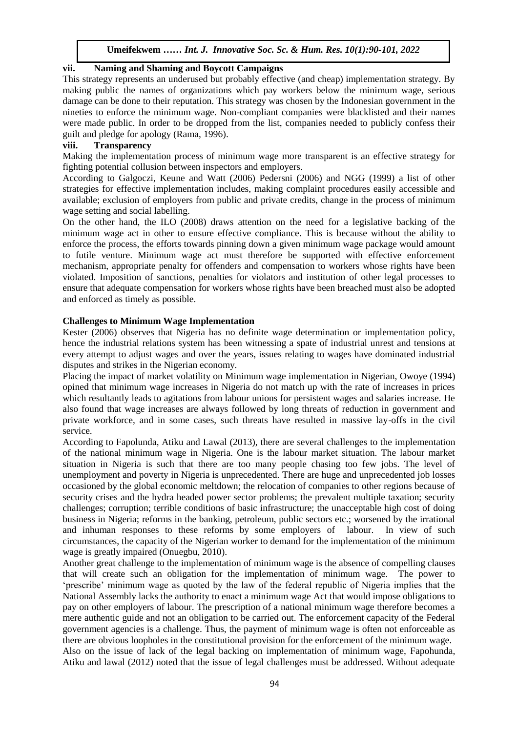### vii. Naming and Shaming and Boycott Campaigns

This strategy represents an underused but probably effective (and cheap) implementation strategy. By making public the names of organizations which pay workers below the minimum wage, serious damage can be done to their reputation. This strategy was chosen by the Indonesian government in the nineties to enforce the minimum wage. Non-compliant companies were blacklisted and their names were made public. In order to be dropped from the list, companies needed to publicly confess their guilt and pledge for apology (Rama, 1996).

### viii. Transparency

Making the implementation process of minimum wage more transparent is an effective strategy for fighting potential collusion between inspectors and employers.

According to Galgoczi, Keune and Watt (2006) Pedersni (2006) and NGG (1999) a list of other strategies for effective implementation includes, making complaint procedures easily accessible and available; exclusion of employers from public and private credits, change in the process of minimum wage setting and social labelling.

On the other hand, the ILO (2008) draws attention on the need for a legislative backing of the minimum wage act in other to ensure effective compliance. This is because without the ability to enforce the process, the efforts towards pinning down a given minimum wage package would amount to futile venture. Minimum wage act must therefore be supported with effective enforcement mechanism, appropriate penalty for offenders and compensation to workers whose rights have been violated. Imposition of sanctions, penalties for violators and institution of other legal processes to ensure that adequate compensation for workers whose rights have been breached must also be adopted and enforced as timely as possible.

### Challenges to Minimum Wage Implementation

Kester (2006) observes that Nigeria has no definite wage determination or implementation policy, hence the industrial relations system has been witnessing a spate of industrial unrest and tensions at every attempt to adjust wages and over the years, issues relating to wages have dominated industrial disputes and strikes in the Nigerian economy.

Placing the impact of market volatility on Minimum wage implementation in Nigerian, Owoye (1994) opined that minimum wage increases in Nigeria do not match up with the rate of increases in prices which resultantly leads to agitations from labour unions for persistent wages and salaries increase. He also found that wage increases are always followed by long threats of reduction in government and private workforce, and in some cases, such threats have resulted in massive lay-offs in the civil service.

According to Fapolunda, Atiku and Lawal (2013), there are several challenges to the implementation of the national minimum wage in Nigeria. One is the labour market situation. The labour market situation in Nigeria is such that there are too many people chasing too few jobs. The level of unemployment and poverty in Nigeria is unprecedented. There are huge and unprecedented job losses occasioned by the global economic meltdown; the relocation of companies to other regions because of security crises and the hydra headed power sector problems; the prevalent multiple taxation; security challenges; corruption; terrible conditions of basic infrastructure; the unacceptable high cost of doing business in Nigeria; reforms in the banking, petroleum, public sectors etc.; worsened by the irrational and inhuman responses to these reforms by some employers of labour. In view of such circumstances, the capacity of the Nigerian worker to demand for the implementation of the minimum wage is greatly impaired (Onuegbu, 2010).

Another great challenge to the implementation of minimum wage is the absence of compelling clauses that will create such an obligation for the implementation of minimum wage. The power to 'prescribe' minimum wage as quoted by the law of the federal republic of Nigeria implies that the National Assembly lacks the authority to enact a minimum wage Act that would impose obligations to pay on other employers of labour. The prescription of a national minimum wage therefore becomes a mere authentic guide and not an obligation to be carried out. The enforcement capacity of the Federal government agencies is a challenge. Thus, the payment of minimum wage is often not enforceable as there are obvious loopholes in the constitutional provision for the enforcement of the minimum wage.

Also on the issue of lack of the legal backing on implementation of minimum wage, Fapohunda, Atiku and lawal (2012) noted that the issue of legal challenges must be addressed. Without adequate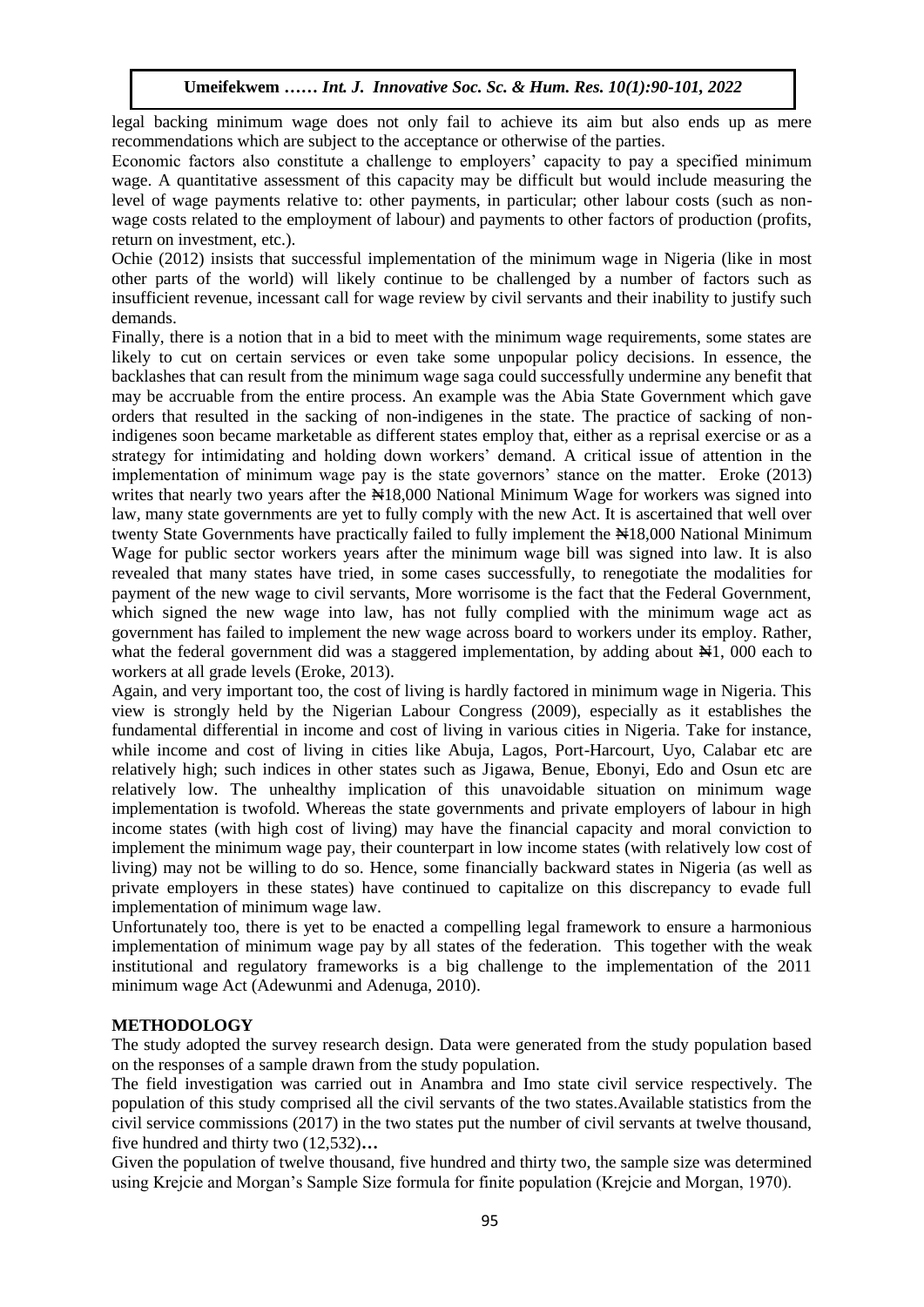legal backing minimum wage does not only fail to achieve its aim but also ends up as mere recommendations which are subject to the acceptance or otherwise of the parties.

Economic factors also constitute a challenge to employers' capacity to pay a specified minimum wage. A quantitative assessment of this capacity may be difficult but would include measuring the level of wage payments relative to: other payments, in particular; other labour costs (such as non-wage costs related to the employment of labour) and payments to other factors of production (profits, return on investment, etc.).

Ochie (2012) insists that successful implementation of the minimum wage in Nigeria (like in most other parts of the world) will likely continue to be challenged by a number of factors such as insufficient revenue, incessant call for wage review by civil servants and their inability to justify such demands.

Finally, there is a notion that in a bid to meet with the minimum wage requirements, some states are likely to cut on certain services or even take some unpopular policy decisions. In essence, the backlashes that can result from the minimum wage saga could successfully undermine any benefit that may be accruable from the entire process. An example was the Abia State Government which gave orders that resulted in the sacking of non-indigenes in the state. The practice of sacking of non-indigenes soon became marketable as different states employ that, either as a reprisal exercise or as a strategy for intimidating and holding down workers' demand. A critical issue of attention in the implementation of minimum wage pay is the state governors' stance on the matter. Eroke (2013) writes that nearly two years after the ₦18,000 National Minimum Wage for workers was signed into law, many state governments are yet to fully comply with the new Act. It is ascertained that well over twenty State Governments have practically failed to fully implement the ₦18,000 National Minimum Wage for public sector workers years after the minimum wage bill was signed into law. It is also revealed that many states have tried, in some cases successfully, to renegotiate the modalities for payment of the new wage to civil servants, More worrisome is the fact that the Federal Government, which signed the new wage into law, has not fully complied with the minimum wage act as government has failed to implement the new wage across board to workers under its employ. Rather, what the federal government did was a staggered implementation, by adding about ₦1, 000 each to workers at all grade levels (Eroke, 2013).

Again, and very important too, the cost of living is hardly factored in minimum wage in Nigeria. This view is strongly held by the Nigerian Labour Congress (2009), especially as it establishes the fundamental differential in income and cost of living in various cities in Nigeria. Take for instance, while income and cost of living in cities like Abuja, Lagos, Port-Harcourt, Uyo, Calabar etc are relatively high; such indices in other states such as Jigawa, Benue, Ebonyi, Edo and Osun etc are relatively low. The unhealthy implication of this unavoidable situation on minimum wage implementation is twofold. Whereas the state governments and private employers of labour in high income states (with high cost of living) may have the financial capacity and moral conviction to implement the minimum wage pay, their counterpart in low income states (with relatively low cost of living) may not be willing to do so. Hence, some financially backward states in Nigeria (as well as private employers in these states) have continued to capitalize on this discrepancy to evade full implementation of minimum wage law.

Unfortunately too, there is yet to be enacted a compelling legal framework to ensure a harmonious implementation of minimum wage pay by all states of the federation. This together with the weak institutional and regulatory frameworks is a big challenge to the implementation of the 2011 minimum wage Act (Adewunmi and Adenuga, 2010).

## METHODOLOGY

The study adopted the survey research design. Data were generated from the study population based on the responses of a sample drawn from the study population.

The field investigation was carried out in Anambra and Imo state civil service respectively. The population of this study comprised all the civil servants of the two states.Available statistics from the civil service commissions (2017) in the two states put the number of civil servants at twelve thousand, five hundred and thirty two (12,532)**…**

Given the population of twelve thousand, five hundred and thirty two, the sample size was determined using Krejcie and Morgan's Sample Size formula for finite population (Krejcie and Morgan, 1970).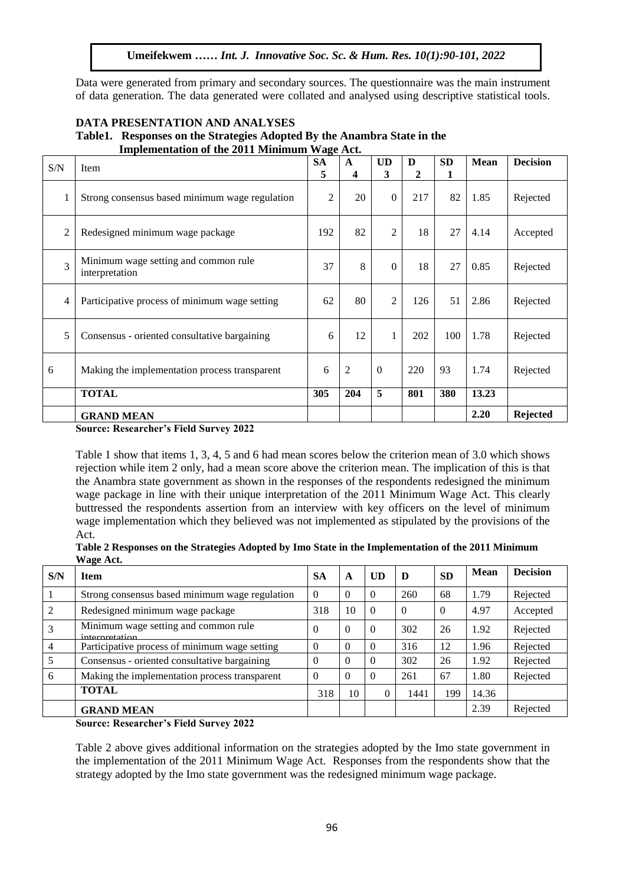Data were generated from primary and secondary sources. The questionnaire was the main instrument of data generation. The data generated were collated and analysed using descriptive statistical tools.

## DATA PRESENTATION AND ANALYSES

**Table1. Responses on the Strategies Adopted By the Anambra State in the Implementation of the 2011 Minimum Wage Act.**

| S/N | Item | SA 5 | A 4 | UD 3 | D 2 | SD 1 | Mean | Decision |
|---|---|---|---|---|---|---|---|---|
| 1 | Strong consensus based minimum wage regulation | 2 | 20 | 0 | 217 | 82 | 1.85 | Rejected |
| 2 | Redesigned minimum wage package | 192 | 82 | 2 | 18 | 27 | 4.14 | Accepted |
| 3 | Minimum wage setting and common rule interpretation | 37 | 8 | 0 | 18 | 27 | 0.85 | Rejected |
| 4 | Participative process of minimum wage setting | 62 | 80 | 2 | 126 | 51 | 2.86 | Rejected |
| 5 | Consensus - oriented consultative bargaining | 6 | 12 | 1 | 202 | 100 | 1.78 | Rejected |
| 6 | Making the implementation process transparent | 6 | 2 | 0 | 220 | 93 | 1.74 | Rejected |
| | **TOTAL** | **305** | **204** | **5** | **801** | **380** | **13.23** | |
| | **GRAND MEAN** | | | | | | **2.20** | **Rejected** |

**Source: Researcher's Field Survey 2022**

Table 1 show that items 1, 3, 4, 5 and 6 had mean scores below the criterion mean of 3.0 which shows rejection while item 2 only, had a mean score above the criterion mean. The implication of this is that the Anambra state government as shown in the responses of the respondents redesigned the minimum wage package in line with their unique interpretation of the 2011 Minimum Wage Act. This clearly buttressed the respondents assertion from an interview with key officers on the level of minimum wage implementation which they believed was not implemented as stipulated by the provisions of the Act.

**Table 2 Responses on the Strategies Adopted by Imo State in the Implementation of the 2011 Minimum Wage Act.**

| S/N | Item | SA | A | UD | D | SD | Mean | Decision |
|---|---|---|---|---|---|---|---|---|
| 1 | Strong consensus based minimum wage regulation | 0 | 0 | 0 | 260 | 68 | 1.79 | Rejected |
| 2 | Redesigned minimum wage package | 318 | 10 | 0 | 0 | 0 | 4.97 | Accepted |
| 3 | Minimum wage setting and common rule interpretation | 0 | 0 | 0 | 302 | 26 | 1.92 | Rejected |
| 4 | Participative process of minimum wage setting | 0 | 0 | 0 | 316 | 12 | 1.96 | Rejected |
| 5 | Consensus - oriented consultative bargaining | 0 | 0 | 0 | 302 | 26 | 1.92 | Rejected |
| 6 | Making the implementation process transparent | 0 | 0 | 0 | 261 | 67 | 1.80 | Rejected |
| | **TOTAL** | 318 | 10 | 0 | 1441 | 199 | 14.36 | |
| | **GRAND MEAN** | | | | | | 2.39 | Rejected |

**Source: Researcher's Field Survey 2022**

Table 2 above gives additional information on the strategies adopted by the Imo state government in the implementation of the 2011 Minimum Wage Act. Responses from the respondents show that the strategy adopted by the Imo state government was the redesigned minimum wage package.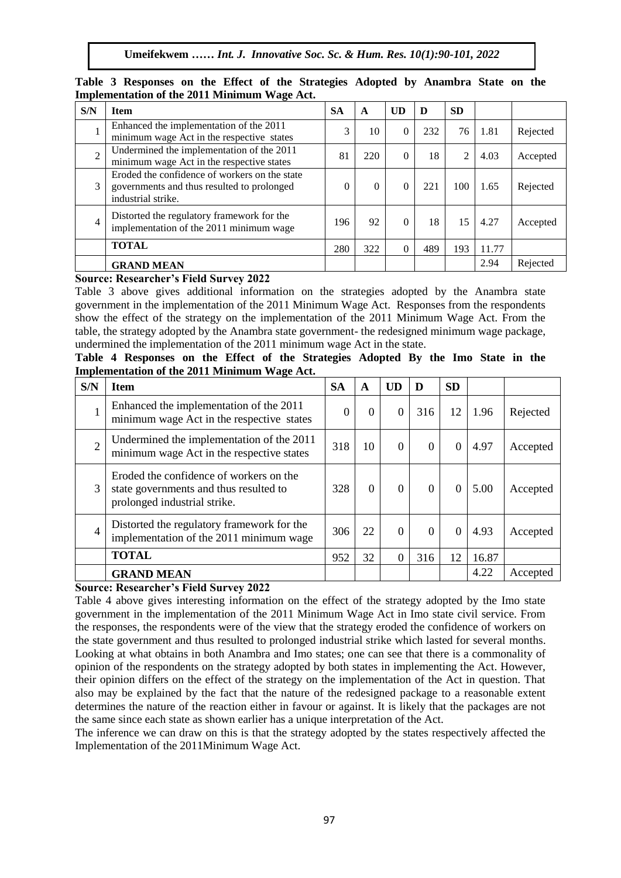**Table 3 Responses on the Effect of the Strategies Adopted by Anambra State on the Implementation of the 2011 Minimum Wage Act.**

| S/N | Item | SA | A | UD | D | SD | | |
|---|---|---|---|---|---|---|---|---|
| 1 | Enhanced the implementation of the 2011 minimum wage Act in the respective states | 3 | 10 | 0 | 232 | 76 | 1.81 | Rejected |
| 2 | Undermined the implementation of the 2011 minimum wage Act in the respective states | 81 | 220 | 0 | 18 | 2 | 4.03 | Accepted |
| 3 | Eroded the confidence of workers on the state governments and thus resulted to prolonged industrial strike. | 0 | 0 | 0 | 221 | 100 | 1.65 | Rejected |
| 4 | Distorted the regulatory framework for the implementation of the 2011 minimum wage | 196 | 92 | 0 | 18 | 15 | 4.27 | Accepted |
| | **TOTAL** | 280 | 322 | 0 | 489 | 193 | 11.77 | |
| | **GRAND MEAN** | | | | | | 2.94 | Rejected |

**Source: Researcher's Field Survey 2022**

Table 3 above gives additional information on the strategies adopted by the Anambra state government in the implementation of the 2011 Minimum Wage Act. Responses from the respondents show the effect of the strategy on the implementation of the 2011 Minimum Wage Act. From the table, the strategy adopted by the Anambra state government- the redesigned minimum wage package, undermined the implementation of the 2011 minimum wage Act in the state.

**Table 4 Responses on the Effect of the Strategies Adopted By the Imo State in the Implementation of the 2011 Minimum Wage Act.**

| S/N | Item | SA | A | UD | D | SD | | |
|---|---|---|---|---|---|---|---|---|
| 1 | Enhanced the implementation of the 2011 minimum wage Act in the respective states | 0 | 0 | 0 | 316 | 12 | 1.96 | Rejected |
| 2 | Undermined the implementation of the 2011 minimum wage Act in the respective states | 318 | 10 | 0 | 0 | 0 | 4.97 | Accepted |
| 3 | Eroded the confidence of workers on the state governments and thus resulted to prolonged industrial strike. | 328 | 0 | 0 | 0 | 0 | 5.00 | Accepted |
| 4 | Distorted the regulatory framework for the implementation of the 2011 minimum wage | 306 | 22 | 0 | 0 | 0 | 4.93 | Accepted |
| | **TOTAL** | 952 | 32 | 0 | 316 | 12 | 16.87 | |
| | **GRAND MEAN** | | | | | | 4.22 | Accepted |

**Source: Researcher's Field Survey 2022**

Table 4 above gives interesting information on the effect of the strategy adopted by the Imo state government in the implementation of the 2011 Minimum Wage Act in Imo state civil service. From the responses, the respondents were of the view that the strategy eroded the confidence of workers on the state government and thus resulted to prolonged industrial strike which lasted for several months. Looking at what obtains in both Anambra and Imo states; one can see that there is a commonality of opinion of the respondents on the strategy adopted by both states in implementing the Act. However, their opinion differs on the effect of the strategy on the implementation of the Act in question. That also may be explained by the fact that the nature of the redesigned package to a reasonable extent determines the nature of the reaction either in favour or against. It is likely that the packages are not the same since each state as shown earlier has a unique interpretation of the Act.

The inference we can draw on this is that the strategy adopted by the states respectively affected the Implementation of the 2011Minimum Wage Act.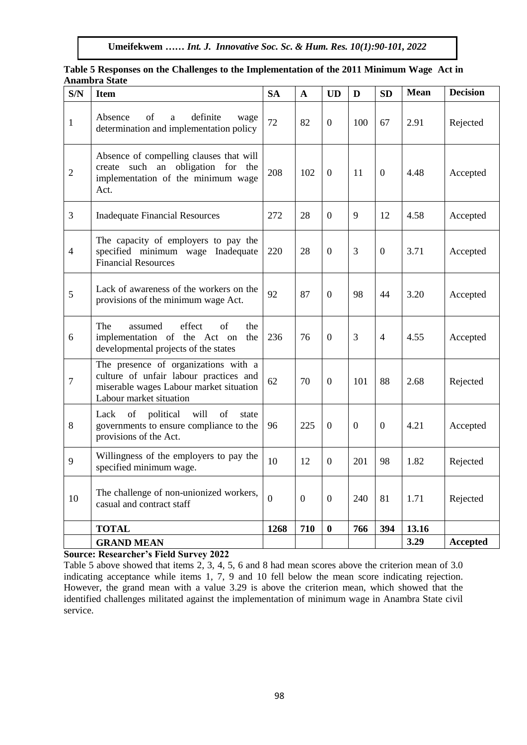**Table 5 Responses on the Challenges to the Implementation of the 2011 Minimum Wage Act in Anambra State**

| S/N | Item | SA | A | UD | D | SD | Mean | Decision |
|---|---|---|---|---|---|---|---|---|
| 1 | Absence of a definite wage determination and implementation policy | 72 | 82 | 0 | 100 | 67 | 2.91 | Rejected |
| 2 | Absence of compelling clauses that will create such an obligation for the implementation of the minimum wage Act. | 208 | 102 | 0 | 11 | 0 | 4.48 | Accepted |
| 3 | Inadequate Financial Resources | 272 | 28 | 0 | 9 | 12 | 4.58 | Accepted |
| 4 | The capacity of employers to pay the specified minimum wage Inadequate Financial Resources | 220 | 28 | 0 | 3 | 0 | 3.71 | Accepted |
| 5 | Lack of awareness of the workers on the provisions of the minimum wage Act. | 92 | 87 | 0 | 98 | 44 | 3.20 | Accepted |
| 6 | The assumed effect of the implementation of the Act on the developmental projects of the states | 236 | 76 | 0 | 3 | 4 | 4.55 | Accepted |
| 7 | The presence of organizations with a culture of unfair labour practices and miserable wages Labour market situation Labour market situation | 62 | 70 | 0 | 101 | 88 | 2.68 | Rejected |
| 8 | Lack of political will of state governments to ensure compliance to the provisions of the Act. | 96 | 225 | 0 | 0 | 0 | 4.21 | Accepted |
| 9 | Willingness of the employers to pay the specified minimum wage. | 10 | 12 | 0 | 201 | 98 | 1.82 | Rejected |
| 10 | The challenge of non-unionized workers, casual and contract staff | 0 | 0 | 0 | 240 | 81 | 1.71 | Rejected |
| | **TOTAL** | **1268** | **710** | **0** | **766** | **394** | **13.16** | |
| | **GRAND MEAN** | | | | | | **3.29** | **Accepted** |

**Source: Researcher's Field Survey 2022**

Table 5 above showed that items 2, 3, 4, 5, 6 and 8 had mean scores above the criterion mean of 3.0 indicating acceptance while items 1, 7, 9 and 10 fell below the mean score indicating rejection. However, the grand mean with a value 3.29 is above the criterion mean, which showed that the identified challenges militated against the implementation of minimum wage in Anambra State civil service.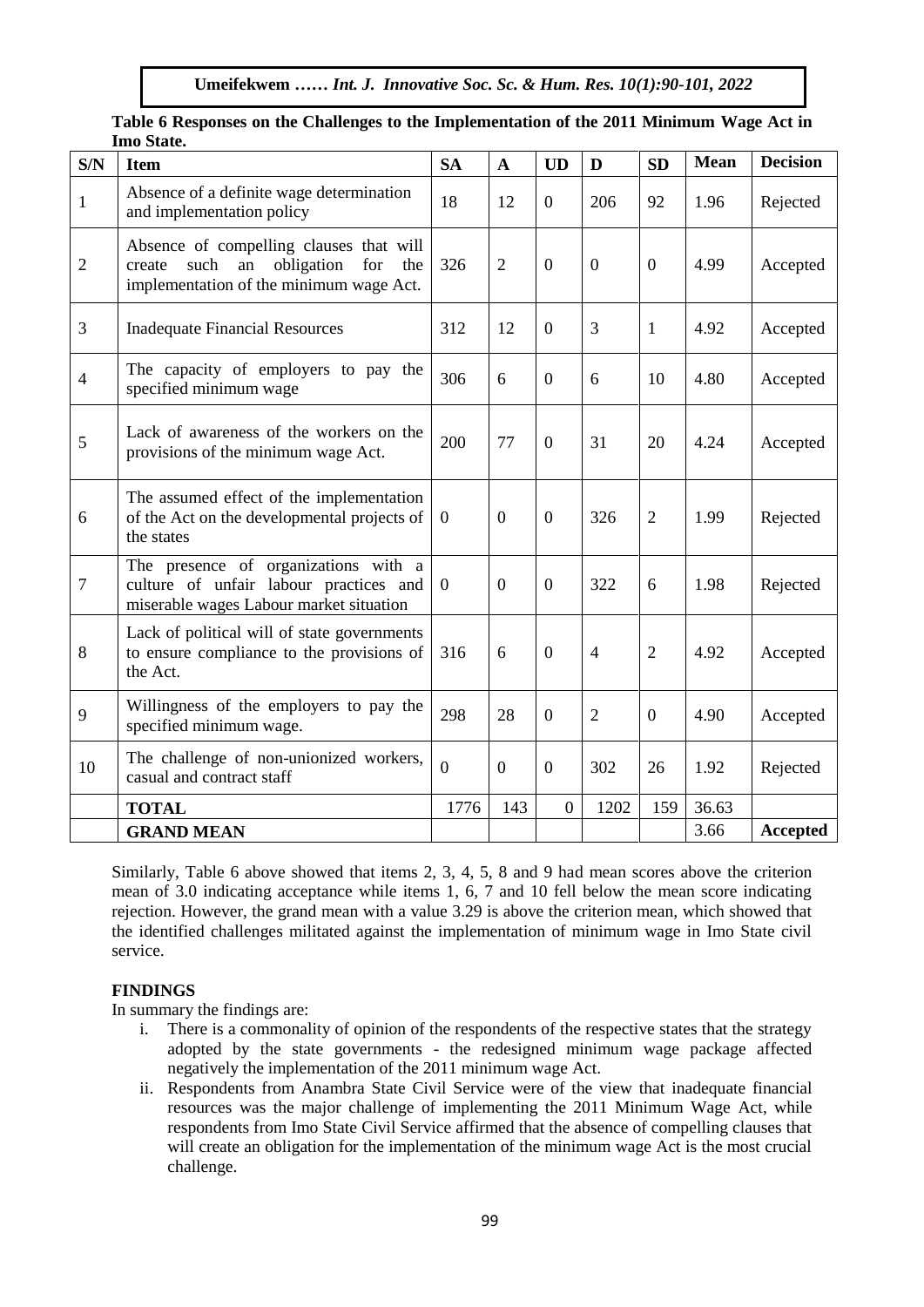**Table 6 Responses on the Challenges to the Implementation of the 2011 Minimum Wage Act in Imo State.**

| S/N | Item | SA | A | UD | D | SD | Mean | Decision |
|---|---|---|---|---|---|---|---|---|
| 1 | Absence of a definite wage determination and implementation policy | 18 | 12 | 0 | 206 | 92 | 1.96 | Rejected |
| 2 | Absence of compelling clauses that will create such an obligation for the implementation of the minimum wage Act. | 326 | 2 | 0 | 0 | 0 | 4.99 | Accepted |
| 3 | Inadequate Financial Resources | 312 | 12 | 0 | 3 | 1 | 4.92 | Accepted |
| 4 | The capacity of employers to pay the specified minimum wage | 306 | 6 | 0 | 6 | 10 | 4.80 | Accepted |
| 5 | Lack of awareness of the workers on the provisions of the minimum wage Act. | 200 | 77 | 0 | 31 | 20 | 4.24 | Accepted |
| 6 | The assumed effect of the implementation of the Act on the developmental projects of the states | 0 | 0 | 0 | 326 | 2 | 1.99 | Rejected |
| 7 | The presence of organizations with a culture of unfair labour practices and miserable wages Labour market situation | 0 | 0 | 0 | 322 | 6 | 1.98 | Rejected |
| 8 | Lack of political will of state governments to ensure compliance to the provisions of the Act. | 316 | 6 | 0 | 4 | 2 | 4.92 | Accepted |
| 9 | Willingness of the employers to pay the specified minimum wage. | 298 | 28 | 0 | 2 | 0 | 4.90 | Accepted |
| 10 | The challenge of non-unionized workers, casual and contract staff | 0 | 0 | 0 | 302 | 26 | 1.92 | Rejected |
| | **TOTAL** | 1776 | 143 | 0 | 1202 | 159 | 36.63 | |
| | **GRAND MEAN** | | | | | | 3.66 | **Accepted** |

Similarly, Table 6 above showed that items 2, 3, 4, 5, 8 and 9 had mean scores above the criterion mean of 3.0 indicating acceptance while items 1, 6, 7 and 10 fell below the mean score indicating rejection. However, the grand mean with a value 3.29 is above the criterion mean, which showed that the identified challenges militated against the implementation of minimum wage in Imo State civil service.

**FINDINGS**

In summary the findings are:

i. There is a commonality of opinion of the respondents of the respective states that the strategy adopted by the state governments - the redesigned minimum wage package affected negatively the implementation of the 2011 minimum wage Act.

ii. Respondents from Anambra State Civil Service were of the view that inadequate financial resources was the major challenge of implementing the 2011 Minimum Wage Act, while respondents from Imo State Civil Service affirmed that the absence of compelling clauses that will create an obligation for the implementation of the minimum wage Act is the most crucial challenge.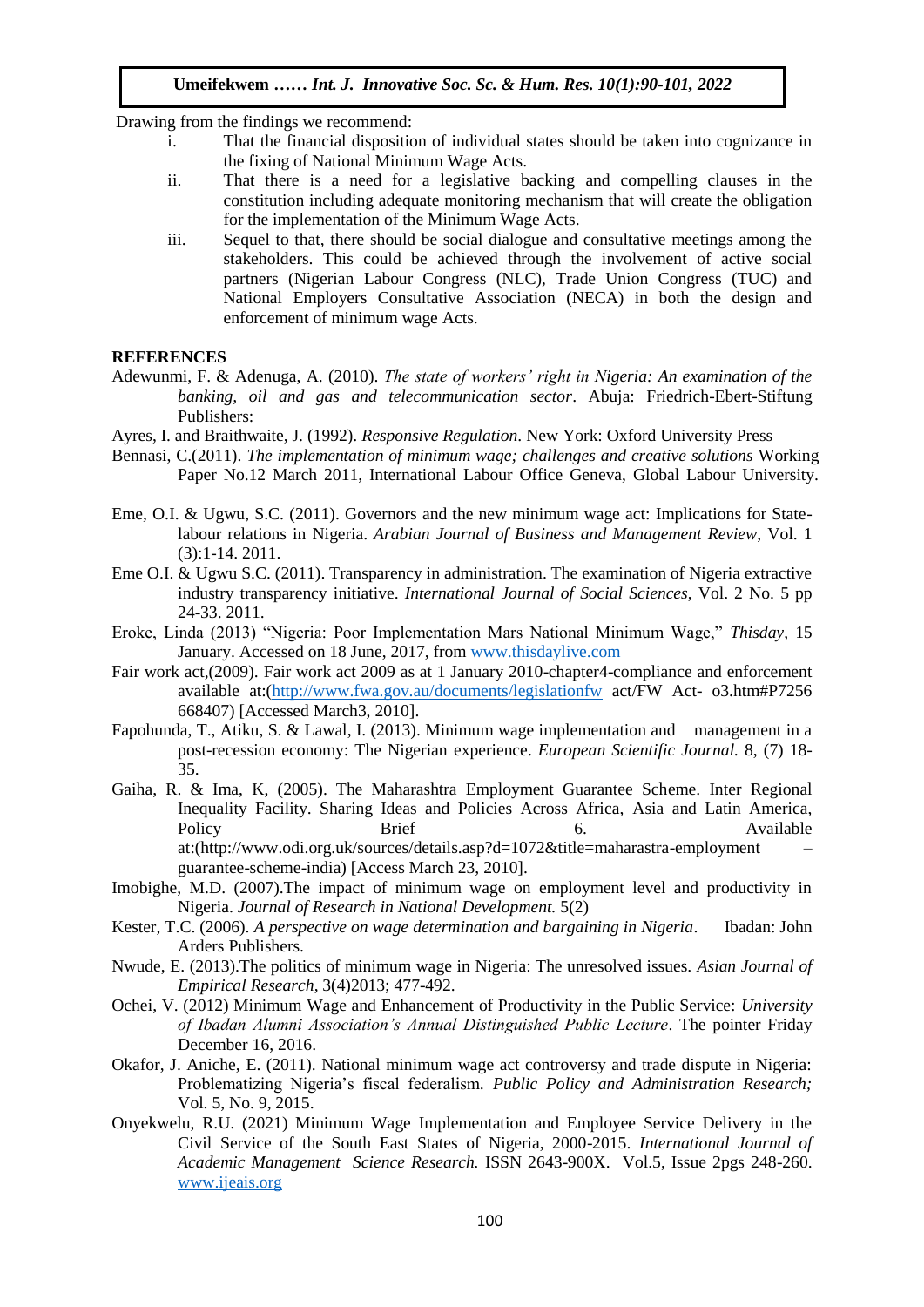Drawing from the findings we recommend:

i. That the financial disposition of individual states should be taken into cognizance in the fixing of National Minimum Wage Acts.

ii. That there is a need for a legislative backing and compelling clauses in the constitution including adequate monitoring mechanism that will create the obligation for the implementation of the Minimum Wage Acts.

iii. Sequel to that, there should be social dialogue and consultative meetings among the stakeholders. This could be achieved through the involvement of active social partners (Nigerian Labour Congress (NLC), Trade Union Congress (TUC) and National Employers Consultative Association (NECA) in both the design and enforcement of minimum wage Acts.

## REFERENCES

Adewunmi, F. & Adenuga, A. (2010). *The state of workers' right in Nigeria: An examination of the banking, oil and gas and telecommunication sector*. Abuja: Friedrich-Ebert-Stiftung Publishers:

Ayres, I. and Braithwaite, J. (1992). *Responsive Regulation*. New York: Oxford University Press

Bennasi, C.(2011). *The implementation of minimum wage; challenges and creative solutions* Working Paper No.12 March 2011, International Labour Office Geneva, Global Labour University.

Eme, O.I. & Ugwu, S.C. (2011). Governors and the new minimum wage act: Implications for State-labour relations in Nigeria. *Arabian Journal of Business and Management Review*, Vol. 1 (3):1-14. 2011.

Eme O.I. & Ugwu S.C. (2011). Transparency in administration. The examination of Nigeria extractive industry transparency initiative. *International Journal of Social Sciences*, Vol. 2 No. 5 pp 24-33. 2011.

Eroke, Linda (2013) "Nigeria: Poor Implementation Mars National Minimum Wage," *Thisday*, 15 January. Accessed on 18 June, 2017, from www.thisdaylive.com

Fair work act,(2009). Fair work act 2009 as at 1 January 2010-chapter4-compliance and enforcement available at:(http://www.fwa.gov.au/documents/legislationfw act/FW Act- o3.htm#P7256 668407) [Accessed March3, 2010].

Fapohunda, T., Atiku, S. & Lawal, I. (2013). Minimum wage implementation and management in a post-recession economy: The Nigerian experience. *European Scientific Journal.* 8, (7) 18-35.

Gaiha, R. & Ima, K, (2005). The Maharashtra Employment Guarantee Scheme. Inter Regional Inequality Facility. Sharing Ideas and Policies Across Africa, Asia and Latin America, Policy Brief 6. Available at:(http://www.odi.org.uk/sources/details.asp?d=1072&title=maharastra-employment – guarantee-scheme-india) [Access March 23, 2010].

Imobighe, M.D. (2007).The impact of minimum wage on employment level and productivity in Nigeria. *Journal of Research in National Development.* 5(2)

Kester, T.C. (2006). *A perspective on wage determination and bargaining in Nigeria*. Ibadan: John Arders Publishers.

Nwude, E. (2013).The politics of minimum wage in Nigeria: The unresolved issues. *Asian Journal of Empirical Research*, 3(4)2013; 477-492.

Ochei, V. (2012) Minimum Wage and Enhancement of Productivity in the Public Service: *University of Ibadan Alumni Association's Annual Distinguished Public Lecture*. The pointer Friday December 16, 2016.

Okafor, J. Aniche, E. (2011). National minimum wage act controversy and trade dispute in Nigeria: Problematizing Nigeria's fiscal federalism. *Public Policy and Administration Research;* Vol. 5, No. 9, 2015.

Onyekwelu, R.U. (2021) Minimum Wage Implementation and Employee Service Delivery in the Civil Service of the South East States of Nigeria, 2000-2015. *International Journal of Academic Management Science Research.* ISSN 2643-900X. Vol.5, Issue 2pgs 248-260. www.ijeais.org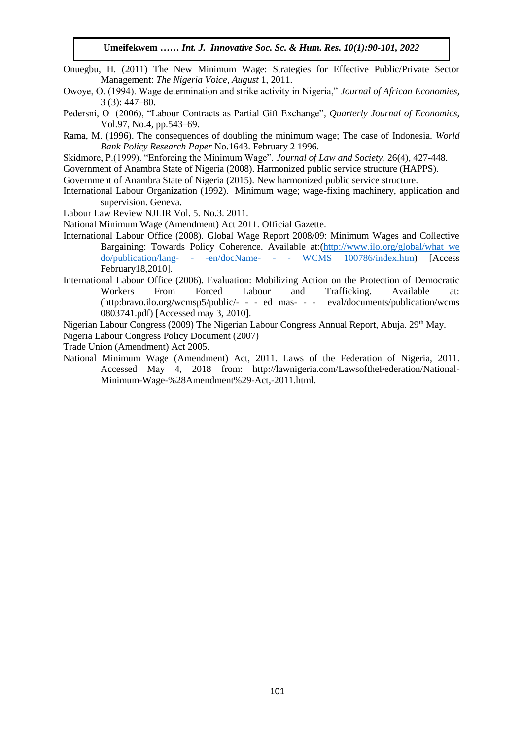Onuegbu, H. (2011) The New Minimum Wage: Strategies for Effective Public/Private Sector Management: *The Nigeria Voice, August* 1, 2011.

Owoye, O. (1994). Wage determination and strike activity in Nigeria," *Journal of African Economies*, 3 (3): 447–80.

Pedersni, O (2006), "Labour Contracts as Partial Gift Exchange", *Quarterly Journal of Economics,* Vol.97, No.4, pp.543–69.

Rama, M. (1996). The consequences of doubling the minimum wage; The case of Indonesia. *World Bank Policy Research Paper* No.1643. February 2 1996.

Skidmore, P.(1999). "Enforcing the Minimum Wage". *Journal of Law and Society*, 26(4), 427-448.

Government of Anambra State of Nigeria (2008). Harmonized public service structure (HAPPS).

Government of Anambra State of Nigeria (2015). New harmonized public service structure.

International Labour Organization (1992). Minimum wage; wage-fixing machinery, application and supervision. Geneva.

Labour Law Review NJLIR Vol. 5. No.3. 2011.

National Minimum Wage (Amendment) Act 2011. Official Gazette.

International Labour Office (2008). Global Wage Report 2008/09: Minimum Wages and Collective Bargaining: Towards Policy Coherence. Available at:(http://www.ilo.org/global/what we do/publication/lang- - -en/docName- - - WCMS 100786/index.htm) [Access February18,2010].

International Labour Office (2006). Evaluation: Mobilizing Action on the Protection of Democratic Workers From Forced Labour and Trafficking. Available at: (http:bravo.ilo.org/wcmsp5/public/- - - ed mas- - - eval/documents/publication/wcms 0803741.pdf) [Accessed may 3, 2010].

Nigerian Labour Congress (2009) The Nigerian Labour Congress Annual Report, Abuja. 29th May.

Nigeria Labour Congress Policy Document (2007)

Trade Union (Amendment) Act 2005.

National Minimum Wage (Amendment) Act, 2011. Laws of the Federation of Nigeria, 2011. Accessed May 4, 2018 from: http://lawnigeria.com/LawsoftheFederation/National-Minimum-Wage-%28Amendment%29-Act,-2011.html.